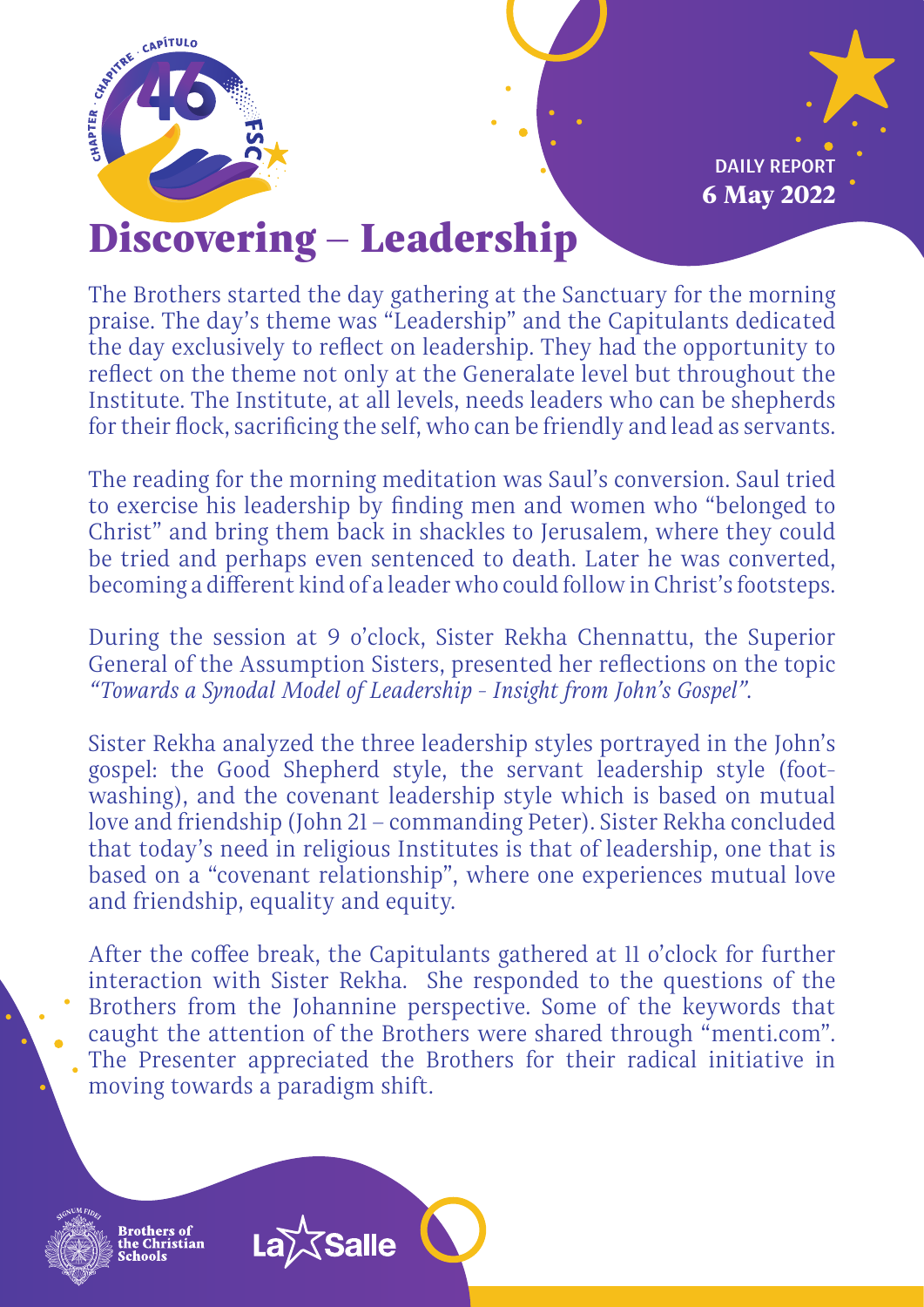DAILY REPORT
**6 May 2022**

# Discovering – Leadership

The Brothers started the day gathering at the Sanctuary for the morning praise. The day's theme was "Leadership" and the Capitulants dedicated the day exclusively to reflect on leadership. They had the opportunity to reflect on the theme not only at the Generalate level but throughout the Institute. The Institute, at all levels, needs leaders who can be shepherds for their flock, sacrificing the self, who can be friendly and lead as servants.

The reading for the morning meditation was Saul's conversion. Saul tried to exercise his leadership by finding men and women who "belonged to Christ" and bring them back in shackles to Jerusalem, where they could be tried and perhaps even sentenced to death. Later he was converted, becoming a different kind of a leader who could follow in Christ's footsteps.

During the session at 9 o'clock, Sister Rekha Chennattu, the Superior General of the Assumption Sisters, presented her reflections on the topic *"Towards a Synodal Model of Leadership - Insight from John's Gospel".*

Sister Rekha analyzed the three leadership styles portrayed in the John's gospel: the Good Shepherd style, the servant leadership style (foot-washing), and the covenant leadership style which is based on mutual love and friendship (John 21 – commanding Peter). Sister Rekha concluded that today's need in religious Institutes is that of leadership, one that is based on a "covenant relationship", where one experiences mutual love and friendship, equality and equity.

After the coffee break, the Capitulants gathered at 11 o'clock for further interaction with Sister Rekha. She responded to the questions of the Brothers from the Johannine perspective. Some of the keywords that caught the attention of the Brothers were shared through "menti.com". The Presenter appreciated the Brothers for their radical initiative in moving towards a paradigm shift.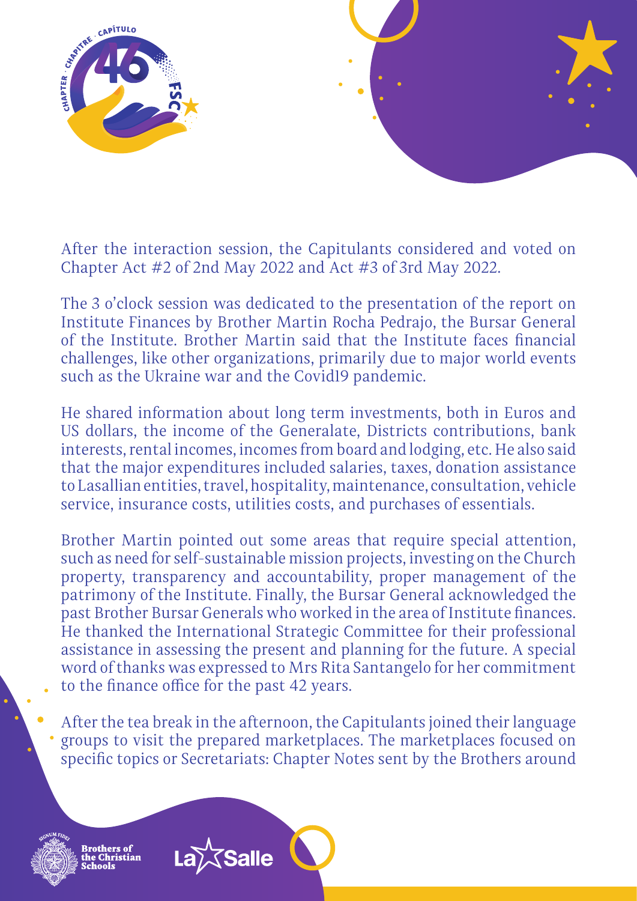After the interaction session, the Capitulants considered and voted on Chapter Act #2 of 2nd May 2022 and Act #3 of 3rd May 2022.

The 3 o'clock session was dedicated to the presentation of the report on Institute Finances by Brother Martin Rocha Pedrajo, the Bursar General of the Institute. Brother Martin said that the Institute faces financial challenges, like other organizations, primarily due to major world events such as the Ukraine war and the Covid19 pandemic.

He shared information about long term investments, both in Euros and US dollars, the income of the Generalate, Districts contributions, bank interests, rental incomes, incomes from board and lodging, etc. He also said that the major expenditures included salaries, taxes, donation assistance to Lasallian entities, travel, hospitality, maintenance, consultation, vehicle service, insurance costs, utilities costs, and purchases of essentials.

Brother Martin pointed out some areas that require special attention, such as need for self-sustainable mission projects, investing on the Church property, transparency and accountability, proper management of the patrimony of the Institute. Finally, the Bursar General acknowledged the past Brother Bursar Generals who worked in the area of Institute finances. He thanked the International Strategic Committee for their professional assistance in assessing the present and planning for the future. A special word of thanks was expressed to Mrs Rita Santangelo for her commitment to the finance office for the past 42 years.

After the tea break in the afternoon, the Capitulants joined their language groups to visit the prepared marketplaces. The marketplaces focused on specific topics or Secretariats: Chapter Notes sent by the Brothers around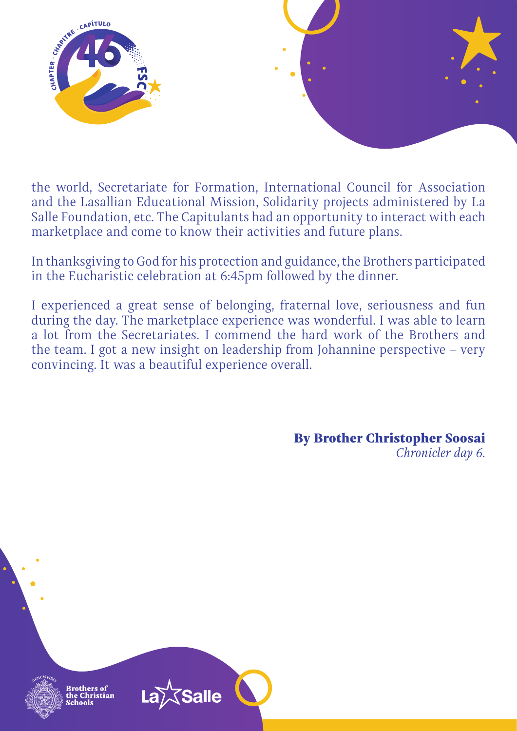the world, Secretariate for Formation, International Council for Association and the Lasallian Educational Mission, Solidarity projects administered by La Salle Foundation, etc. The Capitulants had an opportunity to interact with each marketplace and come to know their activities and future plans.

In thanksgiving to God for his protection and guidance, the Brothers participated in the Eucharistic celebration at 6:45pm followed by the dinner.

I experienced a great sense of belonging, fraternal love, seriousness and fun during the day. The marketplace experience was wonderful. I was able to learn a lot from the Secretariates. I commend the hard work of the Brothers and the team. I got a new insight on leadership from Johannine perspective – very convincing. It was a beautiful experience overall.

**By Brother Christopher Soosai**
*Chronicler day 6.*